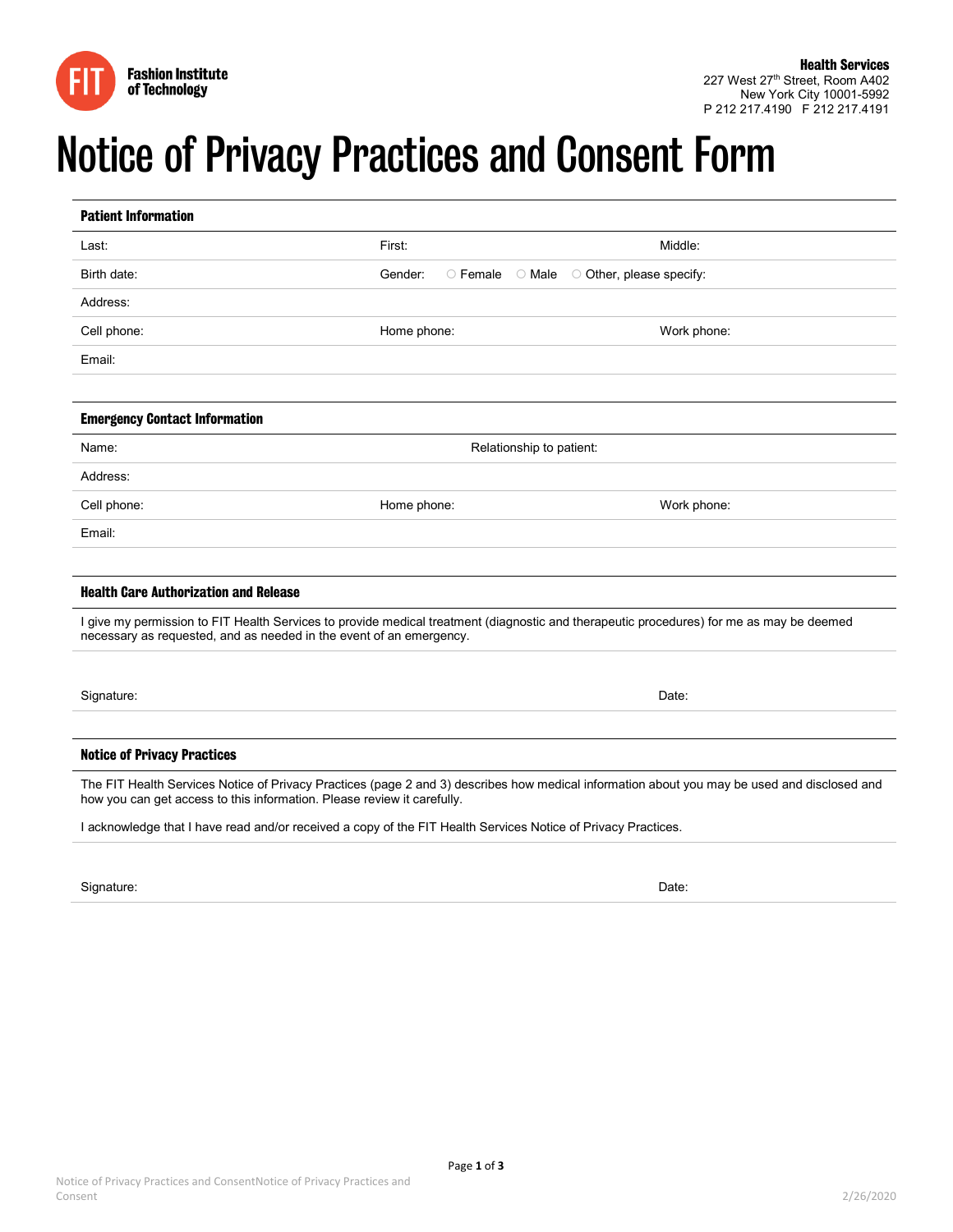**Fashion Institute of Technology**

**Health Services**
227 West 27th Street, Room A402
New York City 10001-5992
P 212 217.4190 F 212 217.4191

# Notice of Privacy Practices and Consent Form

## Patient Information

| | | |
|---|---|---|
| Last: | First: | Middle: |
| Birth date: | Gender: ○ Female ○ Male ○ Other, please specify: | |
| Address: | | |
| Cell phone: | Home phone: | Work phone: |
| Email: | | |

## Emergency Contact Information

| | | |
|---|---|---|
| Name: | Relationship to patient: | |
| Address: | | |
| Cell phone: | Home phone: | Work phone: |
| Email: | | |

## Health Care Authorization and Release

I give my permission to FIT Health Services to provide medical treatment (diagnostic and therapeutic procedures) for me as may be deemed necessary as requested, and as needed in the event of an emergency.

Signature: Date:

## Notice of Privacy Practices

The FIT Health Services Notice of Privacy Practices (page 2 and 3) describes how medical information about you may be used and disclosed and how you can get access to this information. Please review it carefully.

I acknowledge that I have read and/or received a copy of the FIT Health Services Notice of Privacy Practices.

Signature: Date: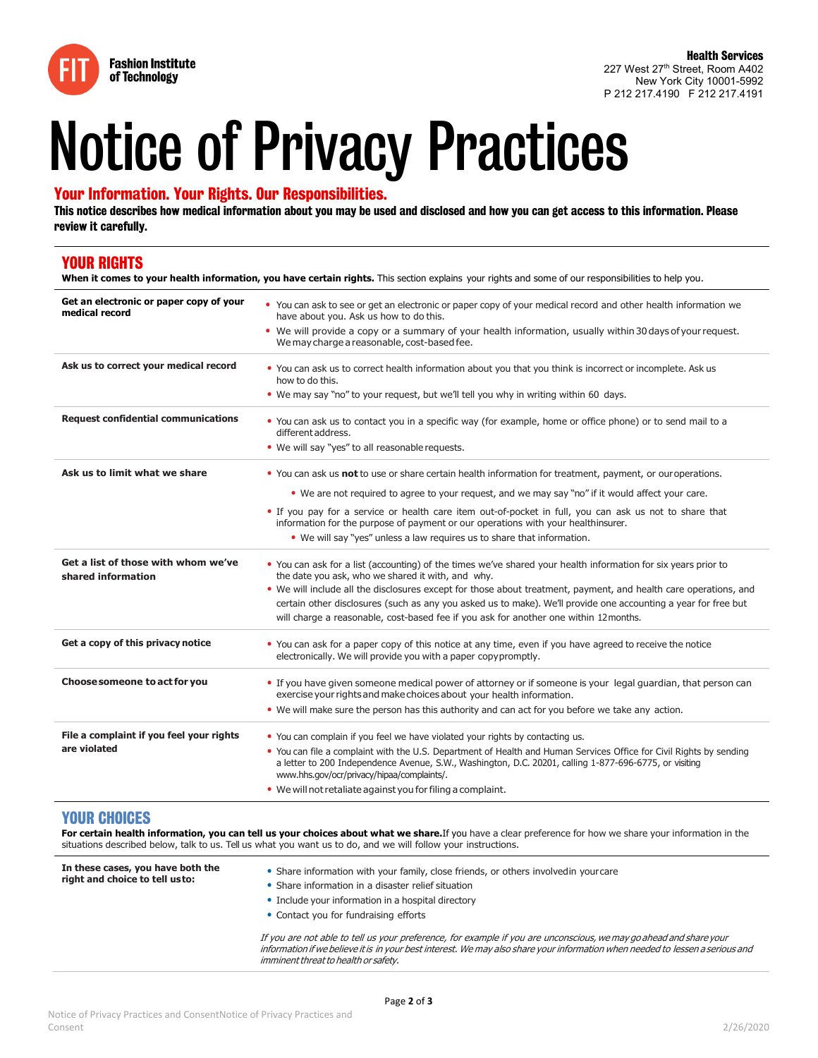Fashion Institute of Technology

**Health Services**
227 West 27th Street, Room A402
New York City 10001-5992
P 212 217.4190 F 212 217.4191

# Notice of Privacy Practices

## Your Information. Your Rights. Our Responsibilities.

**This notice describes how medical information about you may be used and disclosed and how you can get access to this information. Please review it carefully.**

## YOUR RIGHTS

**When it comes to your health information, you have certain rights.** This section explains your rights and some of our responsibilities to help you.

| | |
|---|---|
| **Get an electronic or paper copy of your medical record** | • You can ask to see or get an electronic or paper copy of your medical record and other health information we have about you. Ask us how to do this.<br>• We will provide a copy or a summary of your health information, usually within 30 days of your request. We may charge a reasonable, cost-based fee. |
| **Ask us to correct your medical record** | • You can ask us to correct health information about you that you think is incorrect or incomplete. Ask us how to do this.<br>• We may say "no" to your request, but we'll tell you why in writing within 60 days. |
| **Request confidential communications** | • You can ask us to contact you in a specific way (for example, home or office phone) or to send mail to a different address.<br>• We will say "yes" to all reasonable requests. |
| **Ask us to limit what we share** | • You can ask us **not** to use or share certain health information for treatment, payment, or our operations.<br>  • We are not required to agree to your request, and we may say "no" if it would affect your care.<br>• If you pay for a service or health care item out-of-pocket in full, you can ask us not to share that information for the purpose of payment or our operations with your health insurer.<br>  • We will say "yes" unless a law requires us to share that information. |
| **Get a list of those with whom we've shared information** | • You can ask for a list (accounting) of the times we've shared your health information for six years prior to the date you ask, who we shared it with, and why.<br>• We will include all the disclosures except for those about treatment, payment, and health care operations, and certain other disclosures (such as any you asked us to make). We'll provide one accounting a year for free but will charge a reasonable, cost-based fee if you ask for another one within 12 months. |
| **Get a copy of this privacy notice** | • You can ask for a paper copy of this notice at any time, even if you have agreed to receive the notice electronically. We will provide you with a paper copy promptly. |
| **Choose someone to act for you** | • If you have given someone medical power of attorney or if someone is your legal guardian, that person can exercise your rights and make choices about your health information.<br>• We will make sure the person has this authority and can act for you before we take any action. |
| **File a complaint if you feel your rights are violated** | • You can complain if you feel we have violated your rights by contacting us.<br>• You can file a complaint with the U.S. Department of Health and Human Services Office for Civil Rights by sending a letter to 200 Independence Avenue, S.W., Washington, D.C. 20201, calling 1-877-696-6775, or visiting www.hhs.gov/ocr/privacy/hipaa/complaints/.<br>• We will not retaliate against you for filing a complaint. |

## YOUR CHOICES

**For certain health information, you can tell us your choices about what we share.** If you have a clear preference for how we share your information in the situations described below, talk to us. Tell us what you want us to do, and we will follow your instructions.

| | |
|---|---|
| **In these cases, you have both the right and choice to tell us to:** | • Share information with your family, close friends, or others involved in your care<br>• Share information in a disaster relief situation<br>• Include your information in a hospital directory<br>• Contact you for fundraising efforts<br><br>*If you are not able to tell us your preference, for example if you are unconscious, we may go ahead and share your information if we believe it is in your best interest. We may also share your information when needed to lessen a serious and imminent threat to health or safety.* |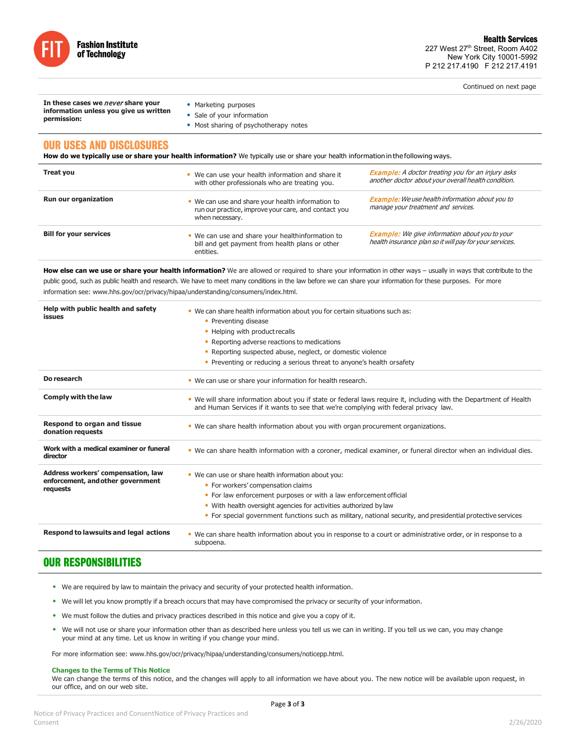Continued on next page

| | |
|---|---|
| **In these cases we *never* share your information unless you give us written permission:** | • Marketing purposes<br>• Sale of your information<br>• Most sharing of psychotherapy notes |

## OUR USES AND DISCLOSURES

**How do we typically use or share your health information?** We typically use or share your health information in the following ways.

| | | |
|---|---|---|
| **Treat you** | • We can use your health information and share it with other professionals who are treating you. | *Example: A doctor treating you for an injury asks another doctor about your overall health condition.* |
| **Run our organization** | • We can use and share your health information to run our practice, improve your care, and contact you when necessary. | *Example: We use health information about you to manage your treatment and services.* |
| **Bill for your services** | • We can use and share your healthinformation to bill and get payment from health plans or other entities. | *Example: We give information about you to your health insurance plan so it will pay for your services.* |

**How else can we use or share your health information?** We are allowed or required to share your information in other ways – usually in ways that contribute to the public good, such as public health and research. We have to meet many conditions in the law before we can share your information for these purposes. For more information see: www.hhs.gov/ocr/privacy/hipaa/understanding/consumers/index.html.

| | |
|---|---|
| **Help with public health and safety issues** | • We can share health information about you for certain situations such as:<br>  • Preventing disease<br>  • Helping with product recalls<br>  • Reporting adverse reactions to medications<br>  • Reporting suspected abuse, neglect, or domestic violence<br>  • Preventing or reducing a serious threat to anyone's health orsafety |
| **Do research** | • We can use or share your information for health research. |
| **Comply with the law** | • We will share information about you if state or federal laws require it, including with the Department of Health and Human Services if it wants to see that we're complying with federal privacy law. |
| **Respond to organ and tissue donation requests** | • We can share health information about you with organ procurement organizations. |
| **Work with a medical examiner or funeral director** | • We can share health information with a coroner, medical examiner, or funeral director when an individual dies. |
| **Address workers' compensation, law enforcement, and other government requests** | • We can use or share health information about you:<br>  • For workers' compensation claims<br>  • For law enforcement purposes or with a law enforcement official<br>  • With health oversight agencies for activities authorized by law<br>  • For special government functions such as military, national security, and presidential protective services |
| **Respond to lawsuits and legal actions** | • We can share health information about you in response to a court or administrative order, or in response to a subpoena. |

## OUR RESPONSIBILITIES

- We are required by law to maintain the privacy and security of your protected health information.
- We will let you know promptly if a breach occurs that may have compromised the privacy or security of your information.
- We must follow the duties and privacy practices described in this notice and give you a copy of it.
- We will not use or share your information other than as described here unless you tell us we can in writing. If you tell us we can, you may change your mind at any time. Let us know in writing if you change your mind.

For more information see: www.hhs.gov/ocr/privacy/hipaa/understanding/consumers/noticepp.html.

### Changes to the Terms of This Notice

We can change the terms of this notice, and the changes will apply to all information we have about you. The new notice will be available upon request, in our office, and on our web site.